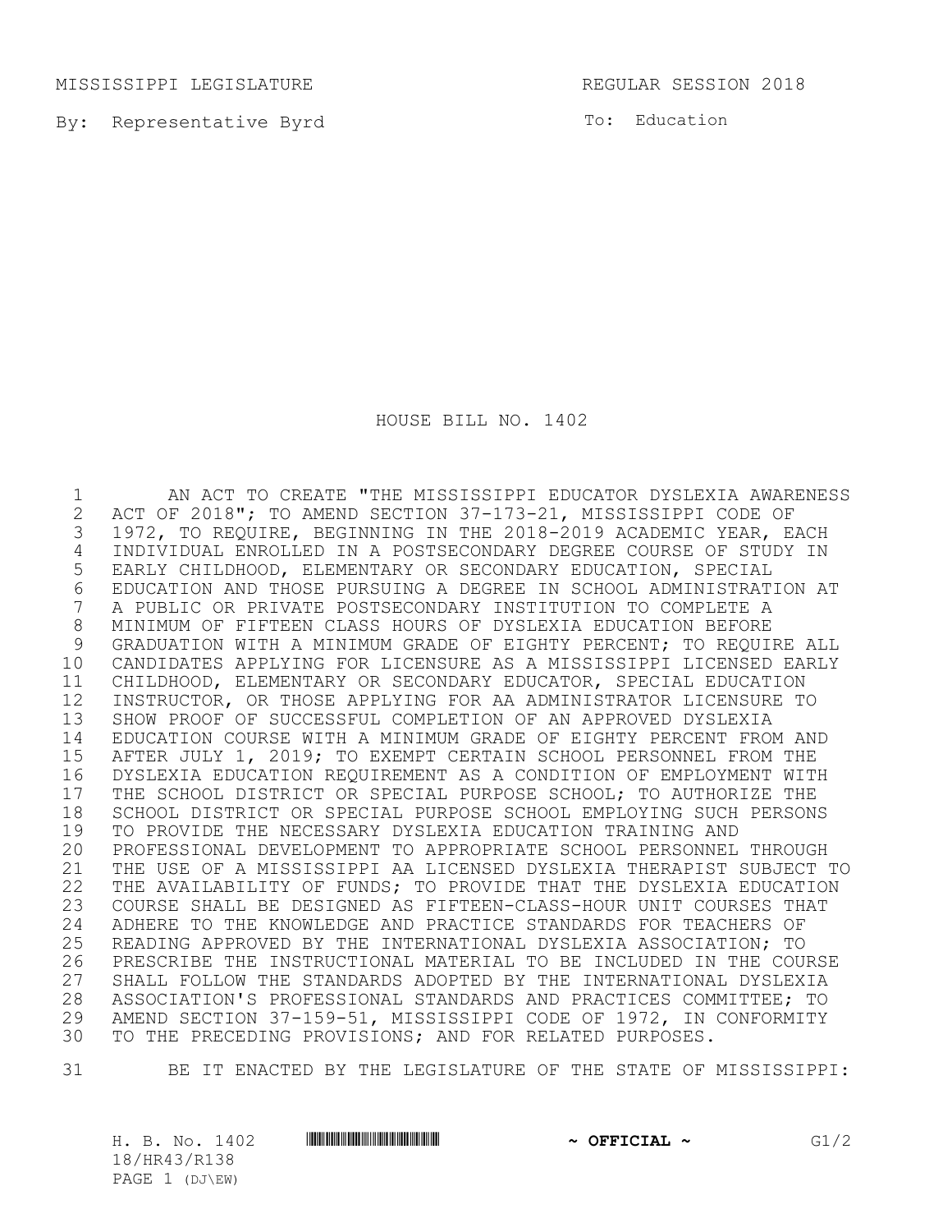MISSISSIPPI LEGISLATURE REGULAR SESSION 2018

By: Representative Byrd

To: Education

# HOUSE BILL NO. 1402

AN ACT TO CREATE "THE MISSISSIPPI EDUCATOR DYSLEXIA AWARENESS ACT OF 2018"; TO AMEND SECTION 37-173-21, MISSISSIPPI CODE OF 1972, TO REQUIRE, BEGINNING IN THE 2018-2019 ACADEMIC YEAR, EACH INDIVIDUAL ENROLLED IN A POSTSECONDARY DEGREE COURSE OF STUDY IN EARLY CHILDHOOD, ELEMENTARY OR SECONDARY EDUCATION, SPECIAL EDUCATION AND THOSE PURSUING A DEGREE IN SCHOOL ADMINISTRATION AT A PUBLIC OR PRIVATE POSTSECONDARY INSTITUTION TO COMPLETE A MINIMUM OF FIFTEEN CLASS HOURS OF DYSLEXIA EDUCATION BEFORE GRADUATION WITH A MINIMUM GRADE OF EIGHTY PERCENT; TO REQUIRE ALL CANDIDATES APPLYING FOR LICENSURE AS A MISSISSIPPI LICENSED EARLY CHILDHOOD, ELEMENTARY OR SECONDARY EDUCATOR, SPECIAL EDUCATION INSTRUCTOR, OR THOSE APPLYING FOR AA ADMINISTRATOR LICENSURE TO SHOW PROOF OF SUCCESSFUL COMPLETION OF AN APPROVED DYSLEXIA EDUCATION COURSE WITH A MINIMUM GRADE OF EIGHTY PERCENT FROM AND AFTER JULY 1, 2019; TO EXEMPT CERTAIN SCHOOL PERSONNEL FROM THE DYSLEXIA EDUCATION REQUIREMENT AS A CONDITION OF EMPLOYMENT WITH THE SCHOOL DISTRICT OR SPECIAL PURPOSE SCHOOL; TO AUTHORIZE THE SCHOOL DISTRICT OR SPECIAL PURPOSE SCHOOL EMPLOYING SUCH PERSONS TO PROVIDE THE NECESSARY DYSLEXIA EDUCATION TRAINING AND PROFESSIONAL DEVELOPMENT TO APPROPRIATE SCHOOL PERSONNEL THROUGH THE USE OF A MISSISSIPPI AA LICENSED DYSLEXIA THERAPIST SUBJECT TO THE AVAILABILITY OF FUNDS; TO PROVIDE THAT THE DYSLEXIA EDUCATION COURSE SHALL BE DESIGNED AS FIFTEEN-CLASS-HOUR UNIT COURSES THAT ADHERE TO THE KNOWLEDGE AND PRACTICE STANDARDS FOR TEACHERS OF READING APPROVED BY THE INTERNATIONAL DYSLEXIA ASSOCIATION; TO PRESCRIBE THE INSTRUCTIONAL MATERIAL TO BE INCLUDED IN THE COURSE SHALL FOLLOW THE STANDARDS ADOPTED BY THE INTERNATIONAL DYSLEXIA ASSOCIATION'S PROFESSIONAL STANDARDS AND PRACTICES COMMITTEE; TO AMEND SECTION 37-159-51, MISSISSIPPI CODE OF 1972, IN CONFORMITY TO THE PRECEDING PROVISIONS; AND FOR RELATED PURPOSES.

BE IT ENACTED BY THE LEGISLATURE OF THE STATE OF MISSISSIPPI: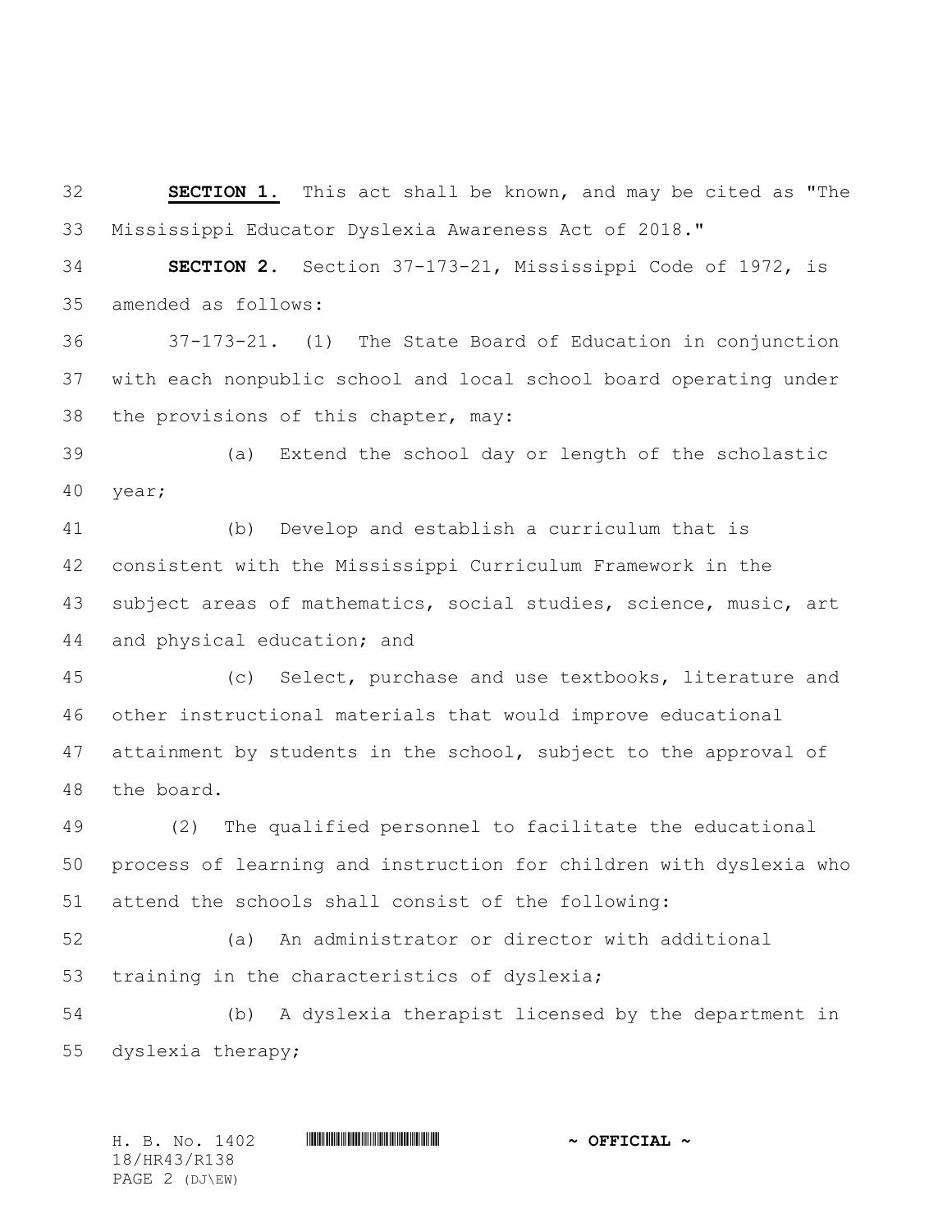**SECTION 1.** This act shall be known, and may be cited as "The Mississippi Educator Dyslexia Awareness Act of 2018."

**SECTION 2.** Section 37-173-21, Mississippi Code of 1972, is amended as follows:

37-173-21. (1) The State Board of Education in conjunction with each nonpublic school and local school board operating under the provisions of this chapter, may:

(a) Extend the school day or length of the scholastic year;

(b) Develop and establish a curriculum that is consistent with the Mississippi Curriculum Framework in the subject areas of mathematics, social studies, science, music, art and physical education; and

(c) Select, purchase and use textbooks, literature and other instructional materials that would improve educational attainment by students in the school, subject to the approval of the board.

(2) The qualified personnel to facilitate the educational process of learning and instruction for children with dyslexia who attend the schools shall consist of the following:

(a) An administrator or director with additional training in the characteristics of dyslexia;

(b) A dyslexia therapist licensed by the department in dyslexia therapy;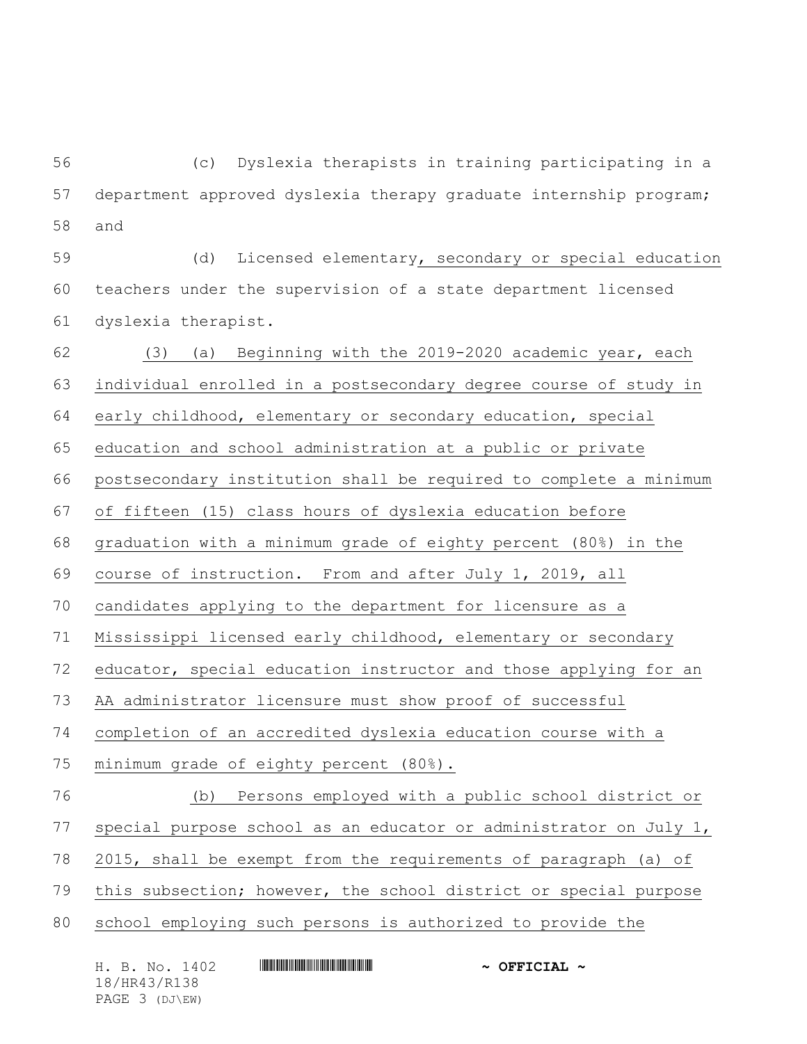(c) Dyslexia therapists in training participating in a department approved dyslexia therapy graduate internship program; and

(d) Licensed elementary, secondary or special education teachers under the supervision of a state department licensed dyslexia therapist.

(3) (a) Beginning with the 2019-2020 academic year, each individual enrolled in a postsecondary degree course of study in early childhood, elementary or secondary education, special education and school administration at a public or private postsecondary institution shall be required to complete a minimum of fifteen (15) class hours of dyslexia education before graduation with a minimum grade of eighty percent (80%) in the course of instruction. From and after July 1, 2019, all candidates applying to the department for licensure as a Mississippi licensed early childhood, elementary or secondary educator, special education instructor and those applying for an AA administrator licensure must show proof of successful completion of an accredited dyslexia education course with a minimum grade of eighty percent (80%).

(b) Persons employed with a public school district or special purpose school as an educator or administrator on July 1, 2015, shall be exempt from the requirements of paragraph (a) of this subsection; however, the school district or special purpose school employing such persons is authorized to provide the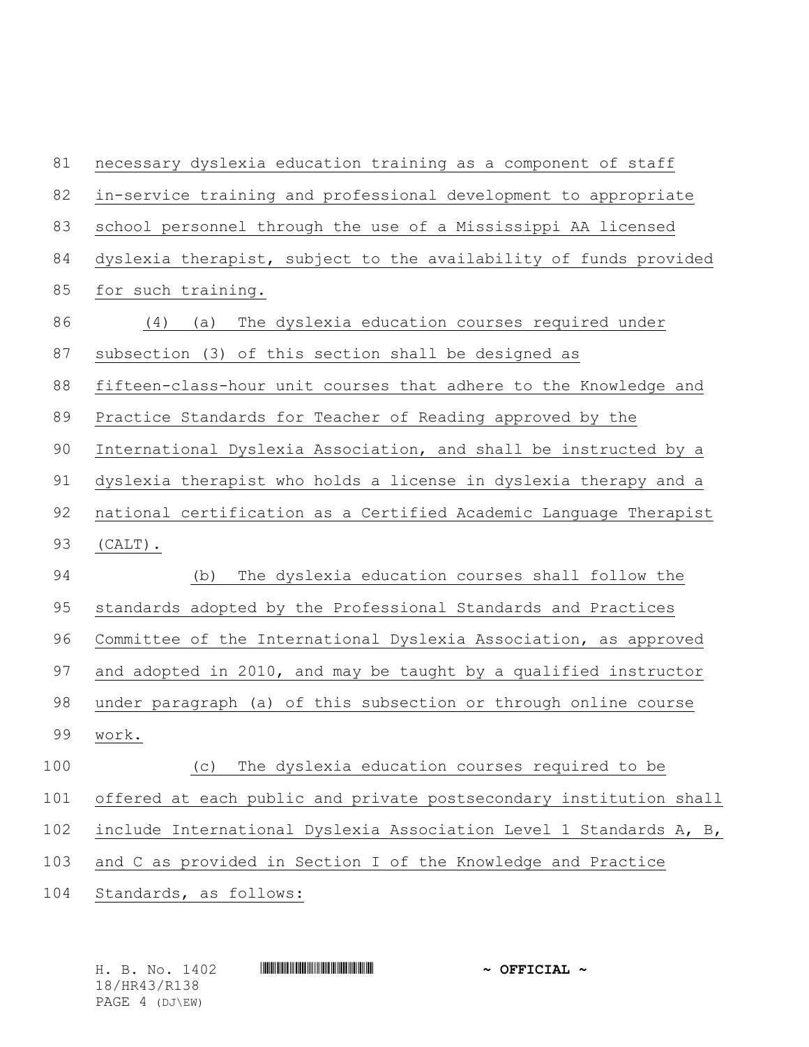necessary dyslexia education training as a component of staff in-service training and professional development to appropriate school personnel through the use of a Mississippi AA licensed dyslexia therapist, subject to the availability of funds provided for such training.

(4) (a) The dyslexia education courses required under subsection (3) of this section shall be designed as fifteen-class-hour unit courses that adhere to the Knowledge and Practice Standards for Teacher of Reading approved by the International Dyslexia Association, and shall be instructed by a dyslexia therapist who holds a license in dyslexia therapy and a national certification as a Certified Academic Language Therapist (CALT).

(b) The dyslexia education courses shall follow the standards adopted by the Professional Standards and Practices Committee of the International Dyslexia Association, as approved and adopted in 2010, and may be taught by a qualified instructor under paragraph (a) of this subsection or through online course work.

(c) The dyslexia education courses required to be offered at each public and private postsecondary institution shall include International Dyslexia Association Level 1 Standards A, B, and C as provided in Section I of the Knowledge and Practice Standards, as follows: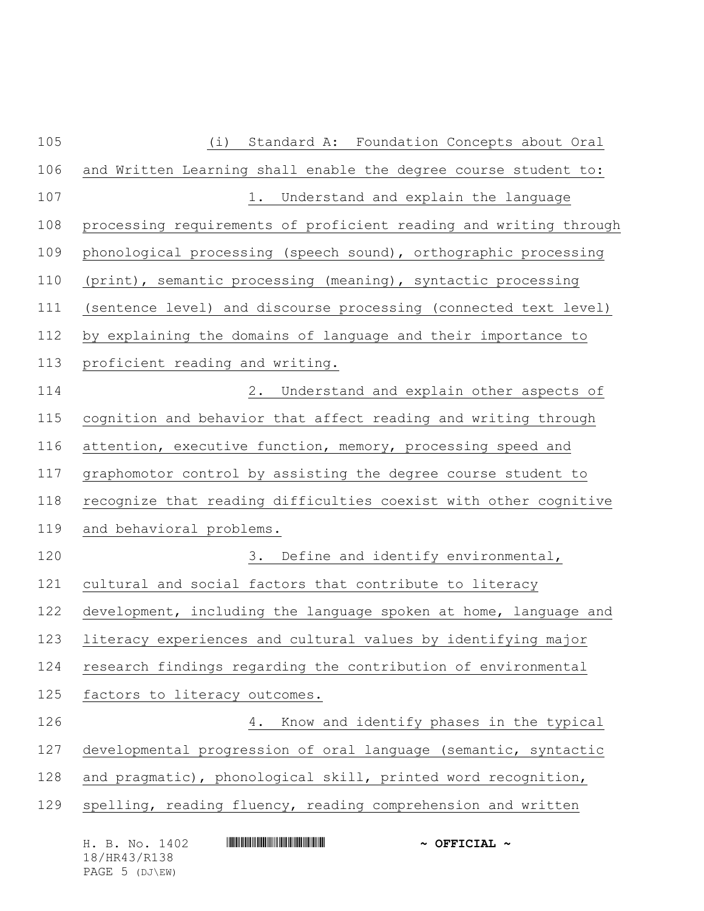(i) Standard A: Foundation Concepts about Oral and Written Learning shall enable the degree course student to:

1. Understand and explain the language processing requirements of proficient reading and writing through phonological processing (speech sound), orthographic processing (print), semantic processing (meaning), syntactic processing (sentence level) and discourse processing (connected text level) by explaining the domains of language and their importance to proficient reading and writing.

2. Understand and explain other aspects of cognition and behavior that affect reading and writing through attention, executive function, memory, processing speed and graphomotor control by assisting the degree course student to recognize that reading difficulties coexist with other cognitive and behavioral problems.

3. Define and identify environmental, cultural and social factors that contribute to literacy development, including the language spoken at home, language and literacy experiences and cultural values by identifying major research findings regarding the contribution of environmental factors to literacy outcomes.

4. Know and identify phases in the typical developmental progression of oral language (semantic, syntactic and pragmatic), phonological skill, printed word recognition, spelling, reading fluency, reading comprehension and written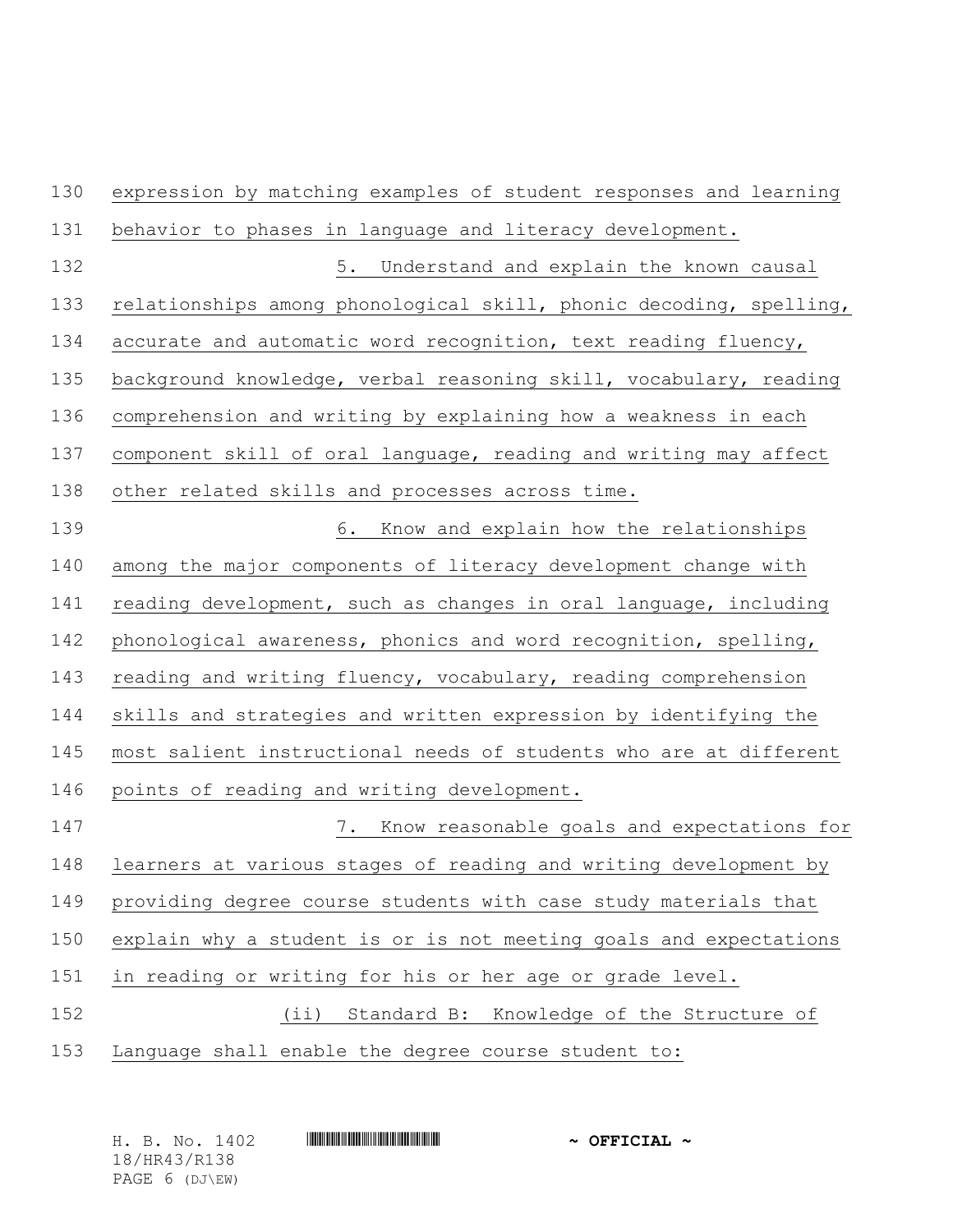expression by matching examples of student responses and learning behavior to phases in language and literacy development.

5. Understand and explain the known causal relationships among phonological skill, phonic decoding, spelling, accurate and automatic word recognition, text reading fluency, background knowledge, verbal reasoning skill, vocabulary, reading comprehension and writing by explaining how a weakness in each component skill of oral language, reading and writing may affect other related skills and processes across time.

6. Know and explain how the relationships among the major components of literacy development change with reading development, such as changes in oral language, including phonological awareness, phonics and word recognition, spelling, reading and writing fluency, vocabulary, reading comprehension skills and strategies and written expression by identifying the most salient instructional needs of students who are at different points of reading and writing development.

7. Know reasonable goals and expectations for learners at various stages of reading and writing development by providing degree course students with case study materials that explain why a student is or is not meeting goals and expectations in reading or writing for his or her age or grade level.

(ii) Standard B: Knowledge of the Structure of Language shall enable the degree course student to: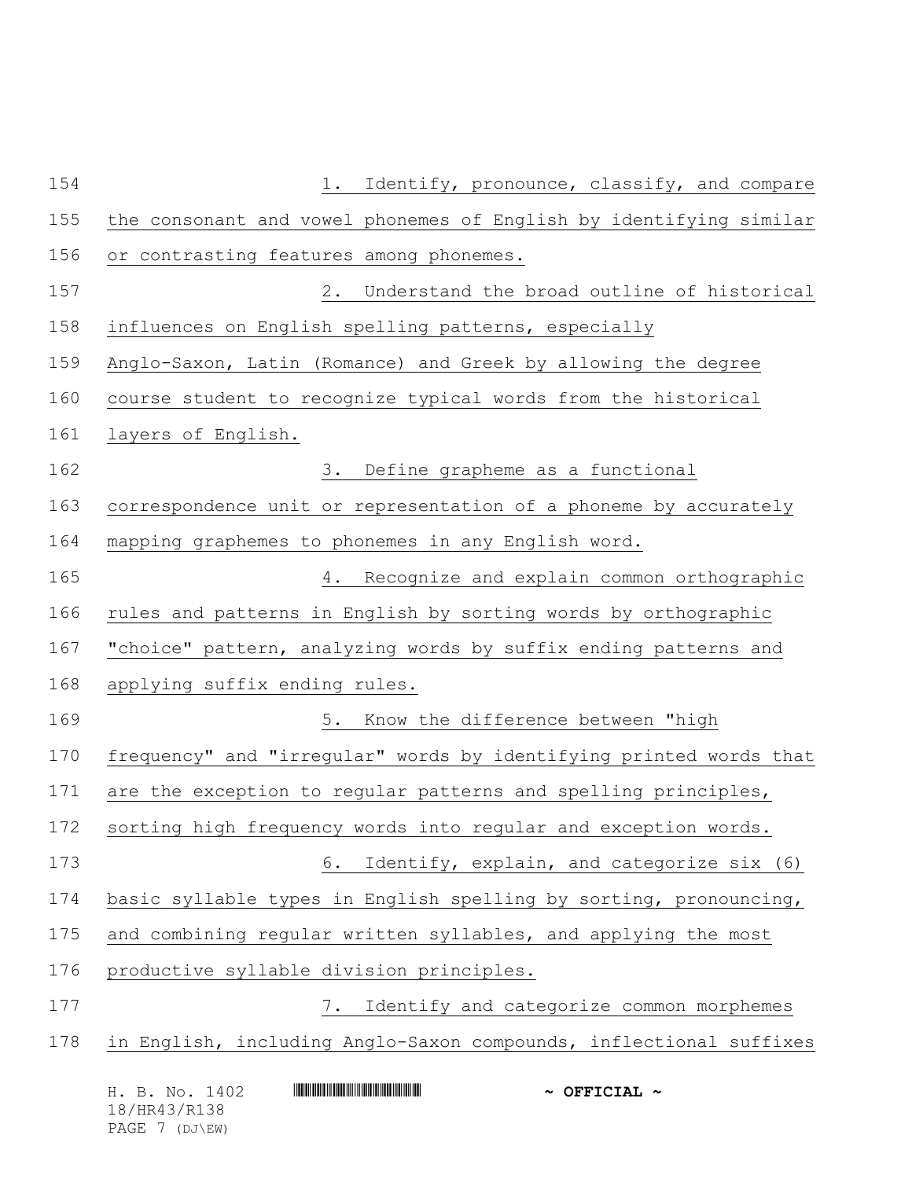1. Identify, pronounce, classify, and compare the consonant and vowel phonemes of English by identifying similar or contrasting features among phonemes.

2. Understand the broad outline of historical influences on English spelling patterns, especially Anglo-Saxon, Latin (Romance) and Greek by allowing the degree course student to recognize typical words from the historical layers of English.

3. Define grapheme as a functional correspondence unit or representation of a phoneme by accurately mapping graphemes to phonemes in any English word.

4. Recognize and explain common orthographic rules and patterns in English by sorting words by orthographic "choice" pattern, analyzing words by suffix ending patterns and applying suffix ending rules.

5. Know the difference between "high frequency" and "irregular" words by identifying printed words that are the exception to regular patterns and spelling principles, sorting high frequency words into regular and exception words.

6. Identify, explain, and categorize six (6) basic syllable types in English spelling by sorting, pronouncing, and combining regular written syllables, and applying the most productive syllable division principles.

7. Identify and categorize common morphemes in English, including Anglo-Saxon compounds, inflectional suffixes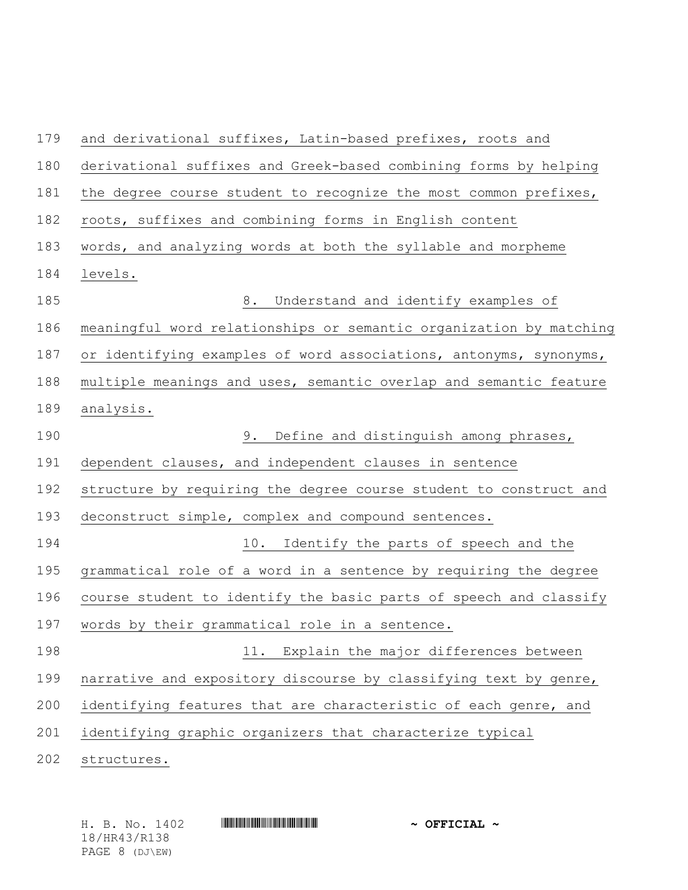and derivational suffixes, Latin-based prefixes, roots and derivational suffixes and Greek-based combining forms by helping the degree course student to recognize the most common prefixes, roots, suffixes and combining forms in English content words, and analyzing words at both the syllable and morpheme levels.

8. Understand and identify examples of meaningful word relationships or semantic organization by matching or identifying examples of word associations, antonyms, synonyms, multiple meanings and uses, semantic overlap and semantic feature analysis.

9. Define and distinguish among phrases, dependent clauses, and independent clauses in sentence structure by requiring the degree course student to construct and deconstruct simple, complex and compound sentences.

10. Identify the parts of speech and the grammatical role of a word in a sentence by requiring the degree course student to identify the basic parts of speech and classify words by their grammatical role in a sentence.

11. Explain the major differences between narrative and expository discourse by classifying text by genre, identifying features that are characteristic of each genre, and identifying graphic organizers that characterize typical structures.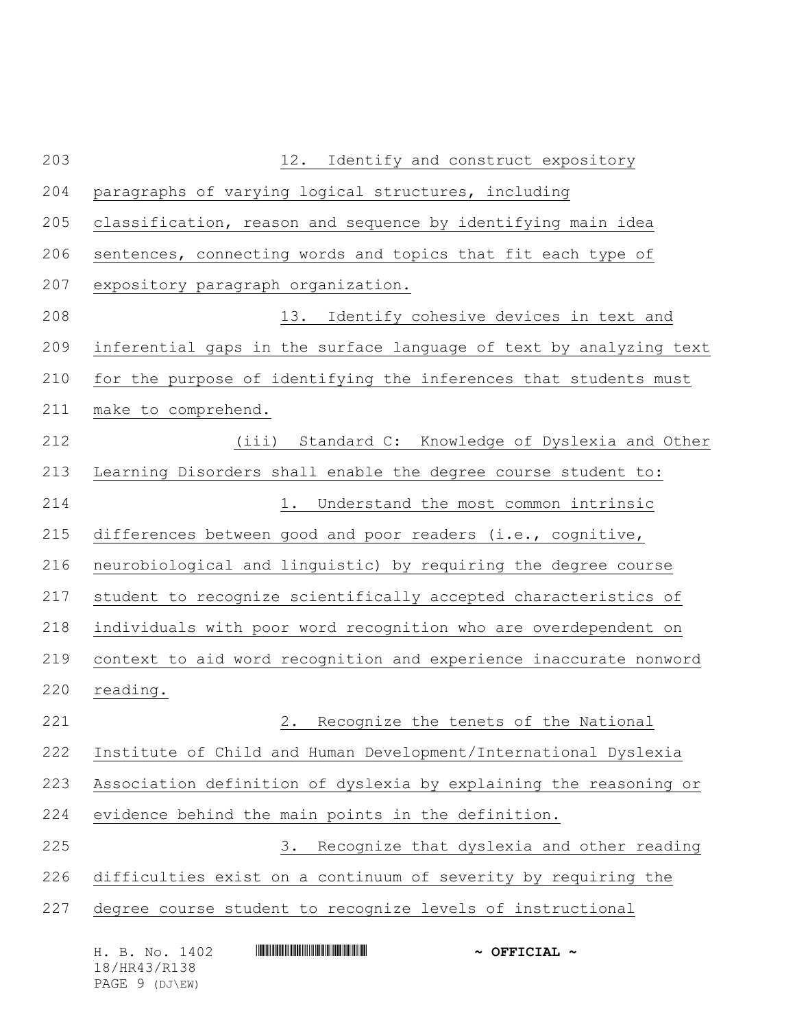12. Identify and construct expository paragraphs of varying logical structures, including classification, reason and sequence by identifying main idea sentences, connecting words and topics that fit each type of expository paragraph organization.

13. Identify cohesive devices in text and inferential gaps in the surface language of text by analyzing text for the purpose of identifying the inferences that students must make to comprehend.

(iii) Standard C: Knowledge of Dyslexia and Other Learning Disorders shall enable the degree course student to:

1. Understand the most common intrinsic differences between good and poor readers (i.e., cognitive, neurobiological and linguistic) by requiring the degree course student to recognize scientifically accepted characteristics of individuals with poor word recognition who are overdependent on context to aid word recognition and experience inaccurate nonword reading.

2. Recognize the tenets of the National Institute of Child and Human Development/International Dyslexia Association definition of dyslexia by explaining the reasoning or evidence behind the main points in the definition.

3. Recognize that dyslexia and other reading difficulties exist on a continuum of severity by requiring the degree course student to recognize levels of instructional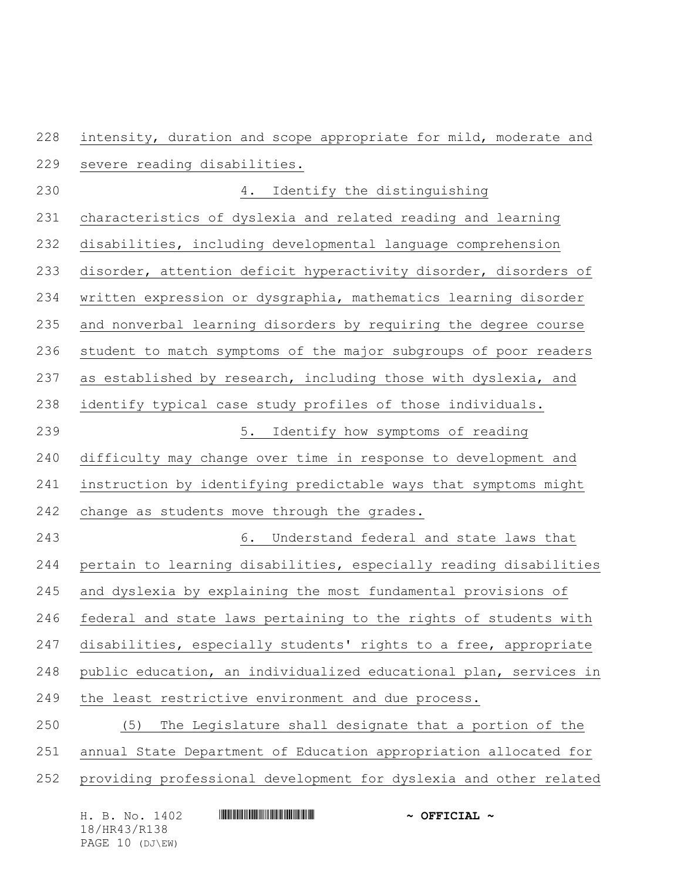intensity, duration and scope appropriate for mild, moderate and severe reading disabilities.

4. Identify the distinguishing characteristics of dyslexia and related reading and learning disabilities, including developmental language comprehension disorder, attention deficit hyperactivity disorder, disorders of written expression or dysgraphia, mathematics learning disorder and nonverbal learning disorders by requiring the degree course student to match symptoms of the major subgroups of poor readers as established by research, including those with dyslexia, and identify typical case study profiles of those individuals.

5. Identify how symptoms of reading difficulty may change over time in response to development and instruction by identifying predictable ways that symptoms might change as students move through the grades.

6. Understand federal and state laws that pertain to learning disabilities, especially reading disabilities and dyslexia by explaining the most fundamental provisions of federal and state laws pertaining to the rights of students with disabilities, especially students' rights to a free, appropriate public education, an individualized educational plan, services in the least restrictive environment and due process.

(5) The Legislature shall designate that a portion of the annual State Department of Education appropriation allocated for providing professional development for dyslexia and other related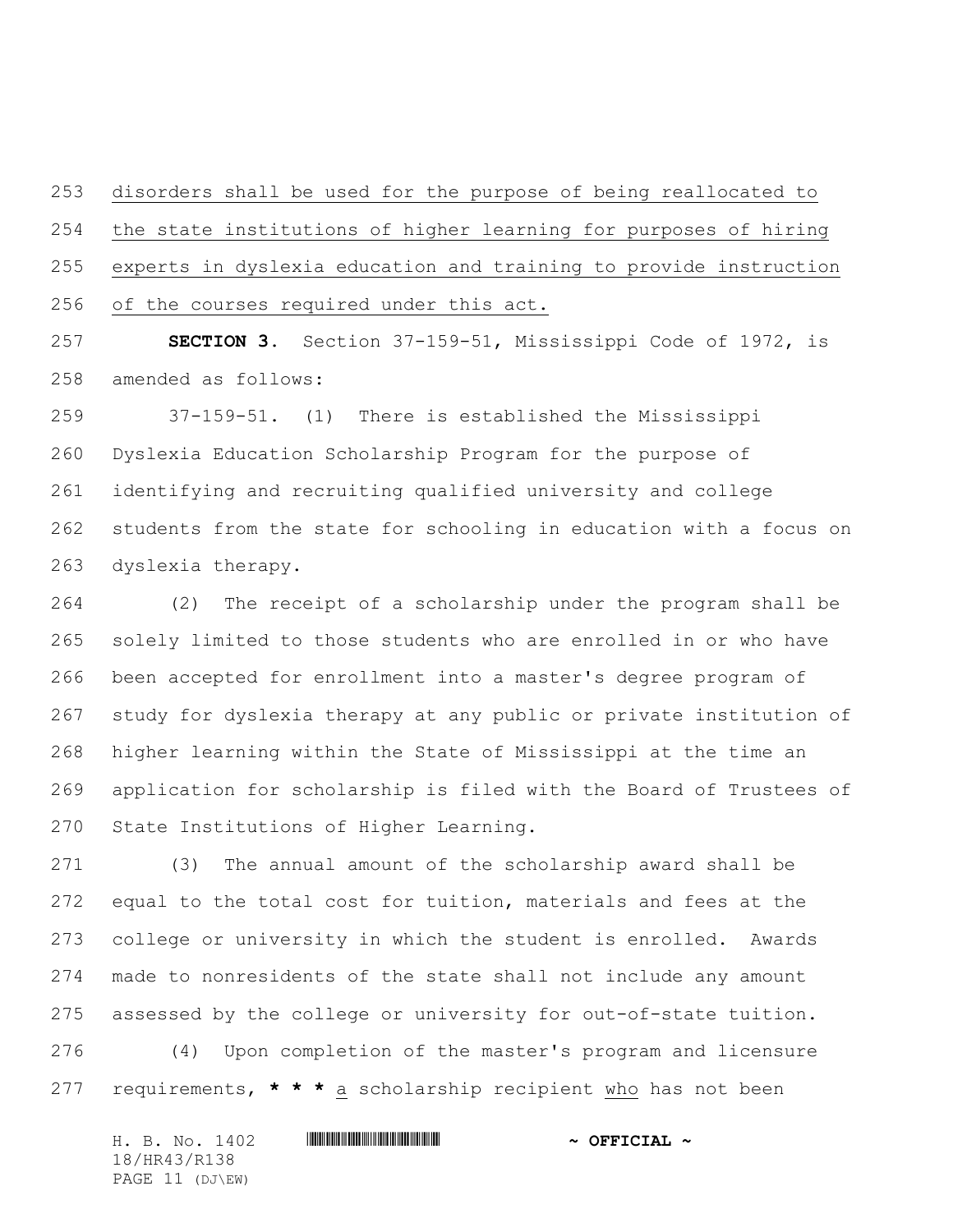disorders shall be used for the purpose of being reallocated to the state institutions of higher learning for purposes of hiring experts in dyslexia education and training to provide instruction of the courses required under this act.

**SECTION 3.** Section 37-159-51, Mississippi Code of 1972, is amended as follows:

37-159-51. (1) There is established the Mississippi Dyslexia Education Scholarship Program for the purpose of identifying and recruiting qualified university and college students from the state for schooling in education with a focus on dyslexia therapy.

(2) The receipt of a scholarship under the program shall be solely limited to those students who are enrolled in or who have been accepted for enrollment into a master's degree program of study for dyslexia therapy at any public or private institution of higher learning within the State of Mississippi at the time an application for scholarship is filed with the Board of Trustees of State Institutions of Higher Learning.

(3) The annual amount of the scholarship award shall be equal to the total cost for tuition, materials and fees at the college or university in which the student is enrolled. Awards made to nonresidents of the state shall not include any amount assessed by the college or university for out-of-state tuition.

(4) Upon completion of the master's program and licensure requirements, **\* \* \*** a scholarship recipient who has not been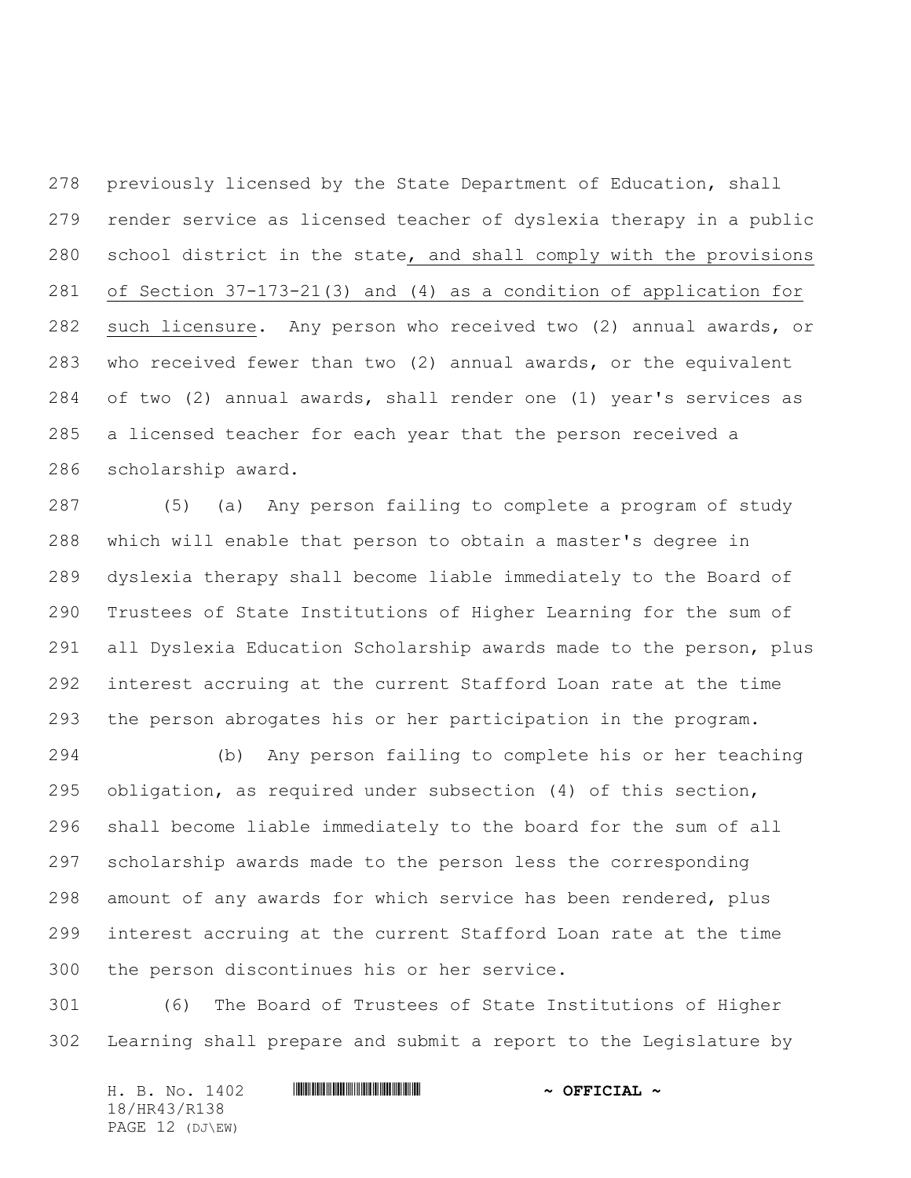previously licensed by the State Department of Education, shall render service as licensed teacher of dyslexia therapy in a public school district in the state, and shall comply with the provisions of Section 37-173-21(3) and (4) as a condition of application for such licensure. Any person who received two (2) annual awards, or who received fewer than two (2) annual awards, or the equivalent of two (2) annual awards, shall render one (1) year's services as a licensed teacher for each year that the person received a scholarship award.

(5) (a) Any person failing to complete a program of study which will enable that person to obtain a master's degree in dyslexia therapy shall become liable immediately to the Board of Trustees of State Institutions of Higher Learning for the sum of all Dyslexia Education Scholarship awards made to the person, plus interest accruing at the current Stafford Loan rate at the time the person abrogates his or her participation in the program.

(b) Any person failing to complete his or her teaching obligation, as required under subsection (4) of this section, shall become liable immediately to the board for the sum of all scholarship awards made to the person less the corresponding amount of any awards for which service has been rendered, plus interest accruing at the current Stafford Loan rate at the time the person discontinues his or her service.

(6) The Board of Trustees of State Institutions of Higher Learning shall prepare and submit a report to the Legislature by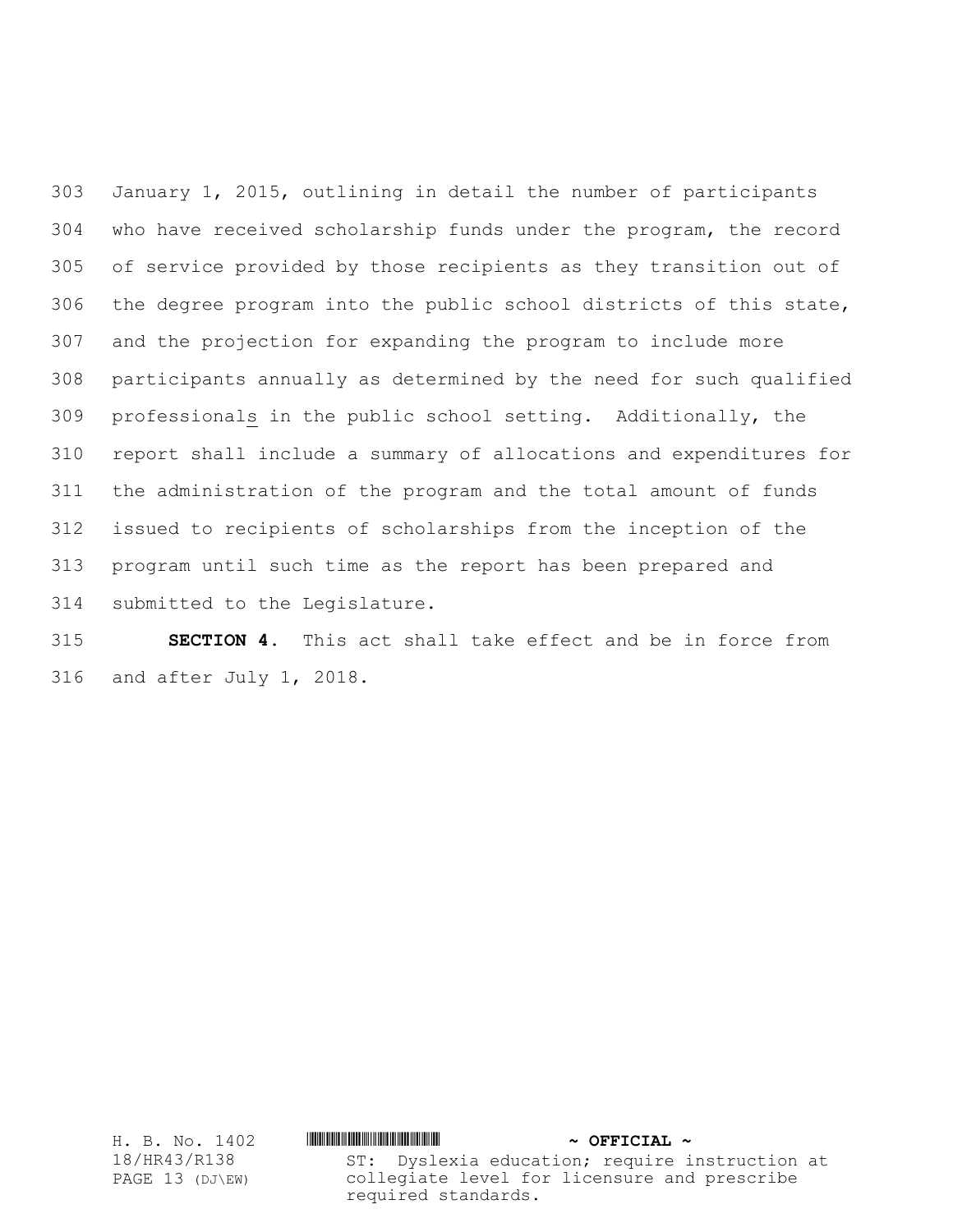January 1, 2015, outlining in detail the number of participants who have received scholarship funds under the program, the record of service provided by those recipients as they transition out of the degree program into the public school districts of this state, and the projection for expanding the program to include more participants annually as determined by the need for such qualified professionals in the public school setting. Additionally, the report shall include a summary of allocations and expenditures for the administration of the program and the total amount of funds issued to recipients of scholarships from the inception of the program until such time as the report has been prepared and submitted to the Legislature.

**SECTION 4.** This act shall take effect and be in force from and after July 1, 2018.